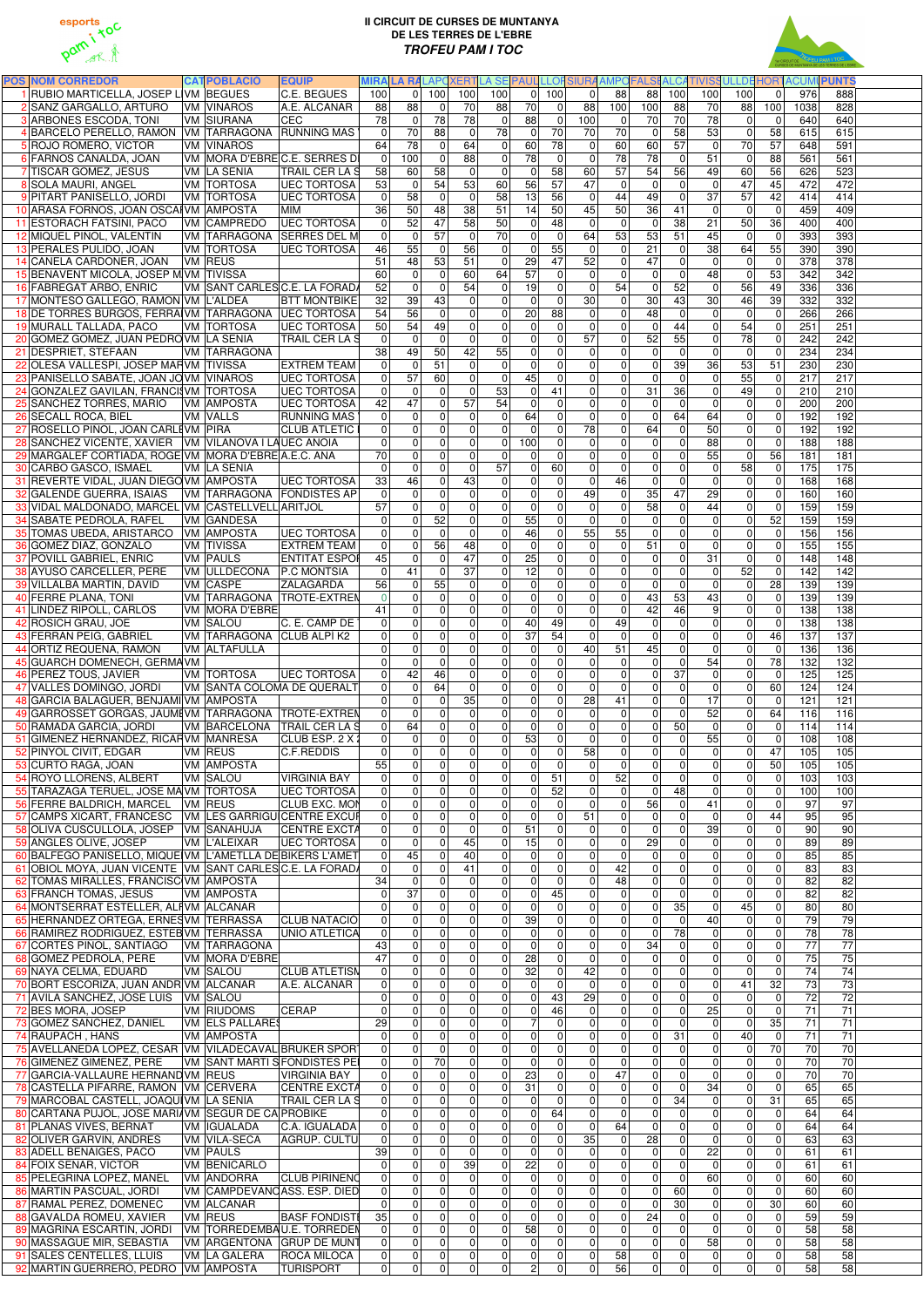# II CIRCUIT DE CURSES DE MUNTANYA DE LES TERRES DE L'EBRE

## *TROFEU PAM I TOC*

| POS | NOM CORREDOR | CAT | POBLACIO | EQUIP | MIRA | LA RA | LAPO | XERT | LA SE | PAUL | LLOR | SIURA | AMPO | FALSE | ALCA | TIVISS | ULLDE | HORT | ACUMU | PUNTS |
|---|---|---|---|---|---|---|---|---|---|---|---|---|---|---|---|---|---|---|---|---|
| 1 | RUBIO MARTICELLA, JOSEP L | VM | BEGUES | C.E. BEGUES | 100 | 0 | 100 | 100 | 100 | 0 | 100 | 0 | 88 | 88 | 100 | 100 | 100 | 0 | 976 | 888 |
| 2 | SANZ GARGALLO, ARTURO | VM | VINAROS | A.E. ALCANAR | 88 | 88 | 0 | 70 | 88 | 70 | 0 | 88 | 100 | 100 | 88 | 70 | 88 | 100 | 1038 | 828 |
| 3 | ARBONES ESCODA, TONI | VM | SIURANA | CEC | 78 | 0 | 78 | 78 | 0 | 88 | 0 | 100 | 0 | 70 | 70 | 78 | 0 | 0 | 640 | 640 |
| 4 | BARCELO PERELLO, RAMON | VM | TARRAGONA | RUNNING MAS | 0 | 70 | 88 | 0 | 78 | 0 | 70 | 70 | 70 | 0 | 58 | 53 | 0 | 58 | 615 | 615 |
| 5 | ROJO ROMERO, VICTOR | VM | VINAROS | | 64 | 78 | 0 | 64 | 0 | 60 | 78 | 0 | 60 | 60 | 57 | 0 | 70 | 57 | 648 | 591 |
| 6 | FARNOS CANALDA, JOAN | VM | MORA D'EBRE | C.E. SERRES D | 0 | 100 | 0 | 88 | 0 | 78 | 0 | 0 | 78 | 78 | 0 | 51 | 0 | 88 | 561 | 561 |
| 7 | TISCAR GOMEZ, JESUS | VM | LA SENIA | TRAIL CER LA S | 58 | 60 | 58 | 0 | 0 | 0 | 58 | 60 | 57 | 54 | 56 | 49 | 60 | 56 | 626 | 523 |
| 8 | SOLA MAURI, ANGEL | VM | TORTOSA | UEC TORTOSA | 53 | 0 | 54 | 53 | 60 | 56 | 57 | 47 | 0 | 0 | 0 | 0 | 47 | 45 | 472 | 472 |
| 9 | PITART PANISELLO, JORDI | VM | TORTOSA | UEC TORTOSA | 0 | 58 | 0 | 0 | 58 | 13 | 56 | 0 | 44 | 49 | 0 | 37 | 57 | 42 | 414 | 414 |
| 10 | ARASA FORNOS, JOAN OSCAR | VM | AMPOSTA | MIM | 36 | 50 | 48 | 38 | 51 | 14 | 50 | 45 | 50 | 36 | 41 | 0 | 0 | 0 | 459 | 409 |
| 11 | ESTORACH FATSINI, PACO | VM | CAMPREDO | UEC TORTOSA | 0 | 52 | 47 | 58 | 50 | 0 | 48 | 0 | 0 | 0 | 38 | 21 | 50 | 36 | 400 | 400 |
| 12 | MIQUEL PIÑOL, VALENTIN | VM | TARRAGONA | SERRES DEL M | 0 | 0 | 57 | 0 | 70 | 0 | 0 | 64 | 53 | 53 | 51 | 45 | 0 | 0 | 393 | 393 |
| 13 | PERALES PULIDO, JOAN | VM | TORTOSA | UEC TORTOSA | 46 | 55 | 0 | 56 | 0 | 0 | 55 | 0 | 0 | 21 | 0 | 38 | 64 | 55 | 390 | 390 |
| 14 | CANELA CARDONER, JOAN | VM | REUS | | 51 | 48 | 53 | 51 | 0 | 29 | 47 | 52 | 0 | 47 | 0 | 0 | 0 | 0 | 378 | 378 |
| 15 | BENAVENT MICOLA, JOSEP M | VM | TIVISSA | | 60 | 0 | 0 | 60 | 64 | 57 | 0 | 0 | 0 | 0 | 0 | 48 | 0 | 53 | 342 | 342 |
| 16 | FABREGAT ARBO, ENRIC | VM | SANT CARLES | C.E. LA FORAD | 52 | 0 | 0 | 54 | 0 | 19 | 0 | 0 | 54 | 0 | 52 | 0 | 56 | 49 | 336 | 336 |
| 17 | MONTESO GALLEGO, RAMON | VM | L'ALDEA | BTT MONTBIKE | 32 | 39 | 43 | 0 | 0 | 0 | 0 | 30 | 0 | 30 | 43 | 30 | 46 | 39 | 332 | 332 |
| 18 | DE TORRES BURGOS, FERRA | VM | TARRAGONA | UEC TORTOSA | 54 | 56 | 0 | 0 | 0 | 20 | 88 | 0 | 0 | 48 | 0 | 0 | 0 | 0 | 266 | 266 |
| 19 | MURALL TALLADA, PACO | VM | TORTOSA | UEC TORTOSA | 50 | 54 | 49 | 0 | 0 | 0 | 0 | 0 | 0 | 0 | 44 | 0 | 54 | 0 | 251 | 251 |
| 20 | GOMEZ GOMEZ, JUAN PEDRO | VM | LA SENIA | TRAIL CER LA S | 0 | 0 | 0 | 0 | 0 | 0 | 0 | 57 | 0 | 52 | 55 | 0 | 78 | 0 | 242 | 242 |
| 21 | DESPRIET, STEFAAN | VM | TARRAGONA | | 38 | 49 | 50 | 42 | 55 | 0 | 0 | 0 | 0 | 0 | 0 | 0 | 0 | 0 | 234 | 234 |
| 22 | OLESA VALLESPI, JOSEP MAR | VM | TIVISSA | EXTREM TEAM | 0 | 0 | 51 | 0 | 0 | 0 | 0 | 0 | 0 | 0 | 39 | 36 | 53 | 51 | 230 | 230 |
| 23 | PANISELLO SABATE, JOAN JO | VM | VINAROS | UEC TORTOSA | 0 | 57 | 60 | 0 | 0 | 45 | 0 | 0 | 0 | 0 | 0 | 0 | 55 | 0 | 217 | 217 |
| 24 | GONZALEZ GAVILAN, FRANCIS | VM | TORTOSA | UEC TORTOSA | 0 | 0 | 0 | 0 | 53 | 0 | 41 | 0 | 0 | 31 | 36 | 0 | 49 | 0 | 210 | 210 |
| 25 | SANCHEZ TORRES, MARIO | VM | AMPOSTA | UEC TORTOSA | 42 | 47 | 0 | 57 | 54 | 0 | 0 | 0 | 0 | 0 | 0 | 0 | 0 | 0 | 200 | 200 |
| 26 | SECALL ROCA, BIEL | VM | VALLS | RUNNING MAS | 0 | 0 | 0 | 0 | 0 | 64 | 0 | 0 | 0 | 0 | 64 | 64 | 0 | 0 | 192 | 192 |
| 27 | ROSELLO PIÑOL, JOAN CARLE | VM | PIRA | CLUB ATLETIC | 0 | 0 | 0 | 0 | 0 | 0 | 0 | 78 | 0 | 64 | 0 | 50 | 0 | 0 | 192 | 192 |
| 28 | SANCHEZ VICENTE, XAVIER | VM | VILANOVA I LA | UEC ANOIA | 0 | 0 | 0 | 0 | 0 | 100 | 0 | 0 | 0 | 0 | 0 | 88 | 0 | 0 | 188 | 188 |
| 29 | MARGALEF CORTIADA, ROGE | VM | MORA D'EBRE | A.E.C. ANA | 70 | 0 | 0 | 0 | 0 | 0 | 0 | 0 | 0 | 0 | 0 | 55 | 0 | 56 | 181 | 181 |
| 30 | CARBO GASCO, ISMAEL | VM | LA SENIA | | 0 | 0 | 0 | 0 | 57 | 0 | 60 | 0 | 0 | 0 | 0 | 0 | 58 | 0 | 175 | 175 |
| 31 | REVERTE VIDAL, JUAN DIEGO | VM | AMPOSTA | UEC TORTOSA | 33 | 46 | 0 | 43 | 0 | 0 | 0 | 0 | 46 | 0 | 0 | 0 | 0 | 0 | 168 | 168 |
| 32 | GALENDE GUERRA, ISAIAS | VM | TARRAGONA | FONDISTES AP | 0 | 0 | 0 | 0 | 0 | 0 | 0 | 49 | 0 | 35 | 47 | 29 | 0 | 0 | 160 | 160 |
| 33 | VIDAL MALDONADO, MARCEL | VM | CASTELLVELL | ARITJOL | 57 | 0 | 0 | 0 | 0 | 0 | 0 | 0 | 0 | 58 | 0 | 44 | 0 | 0 | 159 | 159 |
| 34 | SABATE PEDROLA, RAFEL | VM | GANDESA | | 0 | 0 | 52 | 0 | 0 | 55 | 0 | 0 | 0 | 0 | 0 | 0 | 0 | 52 | 159 | 159 |
| 35 | TOMAS UBEDA, ARISTARCO | VM | AMPOSTA | UEC TORTOSA | 0 | 0 | 0 | 0 | 0 | 46 | 0 | 55 | 55 | 0 | 0 | 0 | 0 | 0 | 156 | 156 |
| 36 | GOMEZ DIAZ, GONZALO | VM | TIVISSA | EXTREM TEAM | 0 | 0 | 56 | 48 | 0 | 0 | 0 | 0 | 0 | 51 | 0 | 0 | 0 | 0 | 155 | 155 |
| 37 | POVILL GABRIEL, ENRIC | VM | PAULS | ENTITAT ESPO | 45 | 0 | 0 | 47 | 0 | 25 | 0 | 0 | 0 | 0 | 0 | 31 | 0 | 0 | 148 | 148 |
| 38 | AYUSO CARCELLER, PERE | VM | ULLDECONA | P.C MONTSIA | 0 | 41 | 0 | 37 | 0 | 12 | 0 | 0 | 0 | 0 | 0 | 0 | 52 | 0 | 142 | 142 |
| 39 | VILLALBA MARTIN, DAVID | VM | CASPE | ZALAGARDA | 56 | 0 | 55 | 0 | 0 | 0 | 0 | 0 | 0 | 0 | 0 | 0 | 0 | 28 | 139 | 139 |
| 40 | FERRE PLANA, TONI | VM | TARRAGONA | TROTE-EXTREM | 0 | 0 | 0 | 0 | 0 | 0 | 0 | 0 | 0 | 43 | 53 | 43 | 0 | 0 | 139 | 139 |
| 41 | LINDEZ RIPOLL, CARLOS | VM | MORA D'EBRE | | 41 | 0 | 0 | 0 | 0 | 0 | 0 | 0 | 0 | 42 | 46 | 9 | 0 | 0 | 138 | 138 |
| 42 | ROSICH GRAU, JOE | VM | SALOU | C. E. CAMP DE | 0 | 0 | 0 | 0 | 0 | 40 | 49 | 0 | 49 | 0 | 0 | 0 | 0 | 0 | 138 | 138 |
| 43 | FERRAN PEIG, GABRIEL | VM | TARRAGONA | CLUB ALPÍ K2 | 0 | 0 | 0 | 0 | 0 | 37 | 54 | 0 | 0 | 0 | 0 | 0 | 0 | 46 | 137 | 137 |
| 44 | ORTIZ REQUENA, RAMON | VM | ALTAFULLA | | 0 | 0 | 0 | 0 | 0 | 0 | 0 | 40 | 51 | 45 | 0 | 0 | 0 | 0 | 136 | 136 |
| 45 | GUARCH DOMENECH, GERMA | VM | | | 0 | 0 | 0 | 0 | 0 | 0 | 0 | 0 | 0 | 0 | 0 | 54 | 0 | 78 | 132 | 132 |
| 46 | PEREZ TOUS, JAVIER | VM | TORTOSA | UEC TORTOSA | 0 | 42 | 46 | 0 | 0 | 0 | 0 | 0 | 0 | 0 | 37 | 0 | 0 | 0 | 125 | 125 |
| 47 | VALLES DOMINGO, JORDI | VM | SANTA COLOMA DE QUERALT | | 0 | 0 | 64 | 0 | 0 | 0 | 0 | 0 | 0 | 0 | 0 | 0 | 0 | 60 | 124 | 124 |
| 48 | GARCIA BALAGUER, BENJAMI | VM | AMPOSTA | | 0 | 0 | 0 | 35 | 0 | 0 | 0 | 28 | 41 | 0 | 0 | 17 | 0 | 0 | 121 | 121 |
| 49 | GARROSSET GORGAS, JAUME | VM | TARRAGONA | TROTE-EXTREM | 0 | 0 | 0 | 0 | 0 | 0 | 0 | 0 | 0 | 0 | 0 | 52 | 0 | 64 | 116 | 116 |
| 50 | RAMADA GARCIA, JORDI | VM | BARCELONA | TRAIL CER LA S | 0 | 64 | 0 | 0 | 0 | 0 | 0 | 0 | 0 | 0 | 50 | 0 | 0 | 0 | 114 | 114 |
| 51 | GIMENEZ HERNANDEZ, RICAR | VM | MANRESA | CLUB ESP. 2 X 2 | 0 | 0 | 0 | 0 | 0 | 53 | 0 | 0 | 0 | 0 | 0 | 55 | 0 | 0 | 108 | 108 |
| 52 | PINYOL CIVIT, EDGAR | VM | REUS | C.F.REDDIS | 0 | 0 | 0 | 0 | 0 | 0 | 0 | 58 | 0 | 0 | 0 | 0 | 0 | 47 | 105 | 105 |
| 53 | CURTO RAGA, JOAN | VM | AMPOSTA | | 55 | 0 | 0 | 0 | 0 | 0 | 0 | 0 | 0 | 0 | 0 | 0 | 0 | 50 | 105 | 105 |
| 54 | ROYO LLORENS, ALBERT | VM | SALOU | VIRGINIA BAY | 0 | 0 | 0 | 0 | 0 | 0 | 51 | 0 | 52 | 0 | 0 | 0 | 0 | 0 | 103 | 103 |
| 55 | TARAZAGA TERUEL, JOSE MA | VM | TORTOSA | UEC TORTOSA | 0 | 0 | 0 | 0 | 0 | 0 | 52 | 0 | 0 | 0 | 48 | 0 | 0 | 0 | 100 | 100 |
| 56 | FERRE BALDRICH, MARCEL | VM | REUS | CLUB EXC. MON | 0 | 0 | 0 | 0 | 0 | 0 | 0 | 0 | 0 | 56 | 0 | 41 | 0 | 0 | 97 | 97 |
| 57 | CAMPS XICART, FRANCESC | VM | LES GARRIGUES | CENTRE EXCUR | 0 | 0 | 0 | 0 | 0 | 0 | 0 | 51 | 0 | 0 | 0 | 0 | 0 | 44 | 95 | 95 |
| 58 | OLIVA CUSCULLOLA, JOSEP | VM | SANAHUJA | CENTRE EXCTA | 0 | 0 | 0 | 0 | 0 | 51 | 0 | 0 | 0 | 0 | 0 | 39 | 0 | 0 | 90 | 90 |
| 59 | ANGLES OLIVE, JOSEP | VM | L'ALEIXAR | UEC TORTOSA | 0 | 0 | 0 | 45 | 0 | 15 | 0 | 0 | 0 | 29 | 0 | 0 | 0 | 0 | 89 | 89 |
| 60 | BALFEGO PANISELLO, MIQUEL | VM | L'AMETLLA DE | BIKERS L'AMET | 0 | 45 | 0 | 40 | 0 | 0 | 0 | 0 | 0 | 0 | 0 | 0 | 0 | 0 | 85 | 85 |
| 61 | OBIOL MOYA, JUAN VICENTE | VM | SANT CARLES | C.E. LA FORAD | 0 | 0 | 0 | 41 | 0 | 0 | 0 | 0 | 42 | 0 | 0 | 0 | 0 | 0 | 83 | 83 |
| 62 | TOMAS MIRALLES, FRANCISC | VM | AMPOSTA | | 34 | 0 | 0 | 0 | 0 | 0 | 0 | 0 | 48 | 0 | 0 | 0 | 0 | 0 | 82 | 82 |
| 63 | FRANCH TOMAS, JESUS | VM | AMPOSTA | | 0 | 37 | 0 | 0 | 0 | 0 | 45 | 0 | 0 | 0 | 0 | 0 | 0 | 0 | 82 | 82 |
| 64 | MONTSERRAT ESTELLER, ALF | VM | ALCANAR | | 0 | 0 | 0 | 0 | 0 | 0 | 0 | 0 | 0 | 0 | 35 | 0 | 45 | 0 | 80 | 80 |
| 65 | HERNANDEZ ORTEGA, ERNES | VM | TERRASSA | CLUB NATACIO | 0 | 0 | 0 | 0 | 0 | 39 | 0 | 0 | 0 | 0 | 0 | 40 | 0 | 0 | 79 | 79 |
| 66 | RAMIREZ RODRIGUEZ, ESTEB | VM | TERRASSA | UNIO ATLETICA | 0 | 0 | 0 | 0 | 0 | 0 | 0 | 0 | 0 | 0 | 78 | 0 | 0 | 0 | 78 | 78 |
| 67 | CORTES PIÑOL, SANTIAGO | VM | TARRAGONA | | 43 | 0 | 0 | 0 | 0 | 0 | 0 | 0 | 0 | 34 | 0 | 0 | 0 | 0 | 77 | 77 |
| 68 | GOMEZ PEDROLA, PERE | VM | MORA D'EBRE | | 47 | 0 | 0 | 0 | 0 | 28 | 0 | 0 | 0 | 0 | 0 | 0 | 0 | 0 | 75 | 75 |
| 69 | NAYA CELMA, EDUARD | VM | SALOU | CLUB ATLETISM | 0 | 0 | 0 | 0 | 0 | 32 | 0 | 42 | 0 | 0 | 0 | 0 | 0 | 0 | 74 | 74 |
| 70 | BORT ESCORIZA, JUAN ANDR | VM | ALCANAR | A.E. ALCANAR | 0 | 0 | 0 | 0 | 0 | 0 | 0 | 0 | 0 | 0 | 0 | 0 | 41 | 32 | 73 | 73 |
| 71 | AVILA SANCHEZ, JOSE LUIS | VM | SALOU | | 0 | 0 | 0 | 0 | 0 | 0 | 43 | 29 | 0 | 0 | 0 | 0 | 0 | 0 | 72 | 72 |
| 72 | BES MORA, JOSEP | VM | RIUDOMS | CERAP | 0 | 0 | 0 | 0 | 0 | 0 | 46 | 0 | 0 | 0 | 0 | 25 | 0 | 0 | 71 | 71 |
| 73 | GOMEZ SANCHEZ, DANIEL | VM | ELS PALLARES | | 29 | 0 | 0 | 0 | 0 | 7 | 0 | 0 | 0 | 0 | 0 | 0 | 0 | 35 | 71 | 71 |
| 74 | RAUPACH , HANS | VM | AMPOSTA | | 0 | 0 | 0 | 0 | 0 | 0 | 0 | 0 | 0 | 0 | 31 | 0 | 40 | 0 | 71 | 71 |
| 75 | AVELLANEDA LOPEZ, CESAR | VM | VILADECAVALL | BRUKER SPORT | 0 | 0 | 0 | 0 | 0 | 0 | 0 | 0 | 0 | 0 | 0 | 0 | 0 | 70 | 70 | 70 |
| 76 | GIMENEZ GIMENEZ, PERE | VM | SANT MARTI S | FONDISTES PE | 0 | 0 | 70 | 0 | 0 | 0 | 0 | 0 | 0 | 0 | 0 | 0 | 0 | 0 | 70 | 70 |
| 77 | GARCIA-VALLAURE HERNAND | VM | REUS | VIRGINIA BAY | 0 | 0 | 0 | 0 | 0 | 23 | 0 | 0 | 47 | 0 | 0 | 0 | 0 | 0 | 70 | 70 |
| 78 | CASTELLA PIFARRE, RAMON | VM | CERVERA | CENTRE EXCTA | 0 | 0 | 0 | 0 | 0 | 31 | 0 | 0 | 0 | 0 | 0 | 34 | 0 | 0 | 65 | 65 |
| 79 | MARCOBAL CASTELL, JOAQUI | VM | LA SENIA | TRAIL CER LA S | 0 | 0 | 0 | 0 | 0 | 0 | 0 | 0 | 0 | 0 | 34 | 0 | 0 | 31 | 65 | 65 |
| 80 | CARTAÑA PUJOL, JOSE MARIA | VM | SEGUR DE CA | PROBIKE | 0 | 0 | 0 | 0 | 0 | 0 | 64 | 0 | 0 | 0 | 0 | 0 | 0 | 0 | 64 | 64 |
| 81 | PLANAS VIVES, BERNAT | VM | IGUALADA | C.A. IGUALADA | 0 | 0 | 0 | 0 | 0 | 0 | 0 | 0 | 64 | 0 | 0 | 0 | 0 | 0 | 64 | 64 |
| 82 | OLIVER GARVIN, ANDRES | VM | VILA-SECA | AGRUP. CULTU | 0 | 0 | 0 | 0 | 0 | 0 | 0 | 35 | 0 | 28 | 0 | 0 | 0 | 0 | 63 | 63 |
| 83 | ADELL BENAIGES, PACO | VM | PAULS | | 39 | 0 | 0 | 0 | 0 | 0 | 0 | 0 | 0 | 0 | 0 | 22 | 0 | 0 | 61 | 61 |
| 84 | FOIX SENAR, VICTOR | VM | BENICARLO | | 0 | 0 | 0 | 39 | 0 | 22 | 0 | 0 | 0 | 0 | 0 | 0 | 0 | 0 | 61 | 61 |
| 85 | PELEGRINA LOPEZ, MANEL | VM | ANDORRA | CLUB PIRINENC | 0 | 0 | 0 | 0 | 0 | 0 | 0 | 0 | 0 | 0 | 0 | 60 | 0 | 0 | 60 | 60 |
| 86 | MARTIN PASCUAL, JORDI | VM | CAMPDEVANO | ASS. ESP. DIED | 0 | 0 | 0 | 0 | 0 | 0 | 0 | 0 | 0 | 0 | 60 | 0 | 0 | 0 | 60 | 60 |
| 87 | RAMAL PEREZ, DOMENEC | VM | ALCANAR | | 0 | 0 | 0 | 0 | 0 | 0 | 0 | 0 | 0 | 0 | 30 | 0 | 0 | 30 | 60 | 60 |
| 88 | GAVALDA ROMEU, XAVIER | VM | REUS | BASF FONDIST | 35 | 0 | 0 | 0 | 0 | 0 | 0 | 0 | 0 | 24 | 0 | 0 | 0 | 0 | 59 | 59 |
| 89 | MAGRINA ESCARTIN, JORDI | VM | TORREDEMBA | U.E. TORREDEM | 0 | 0 | 0 | 0 | 0 | 58 | 0 | 0 | 0 | 0 | 0 | 0 | 0 | 0 | 58 | 58 |
| 90 | MASSAGUE MIR, SEBASTIA | VM | ARGENTONA | GRUP DE MUNT | 0 | 0 | 0 | 0 | 0 | 0 | 0 | 0 | 0 | 0 | 0 | 58 | 0 | 0 | 58 | 58 |
| 91 | SALES CENTELLES, LLUIS | VM | LA GALERA | ROCA MILOCA | 0 | 0 | 0 | 0 | 0 | 0 | 0 | 0 | 58 | 0 | 0 | 0 | 0 | 0 | 58 | 58 |
| 92 | MARTIN GUERRERO, PEDRO | VM | AMPOSTA | TURISPORT | 0 | 0 | 0 | 0 | 0 | 2 | 0 | 0 | 56 | 0 | 0 | 0 | 0 | 0 | 58 | 58 |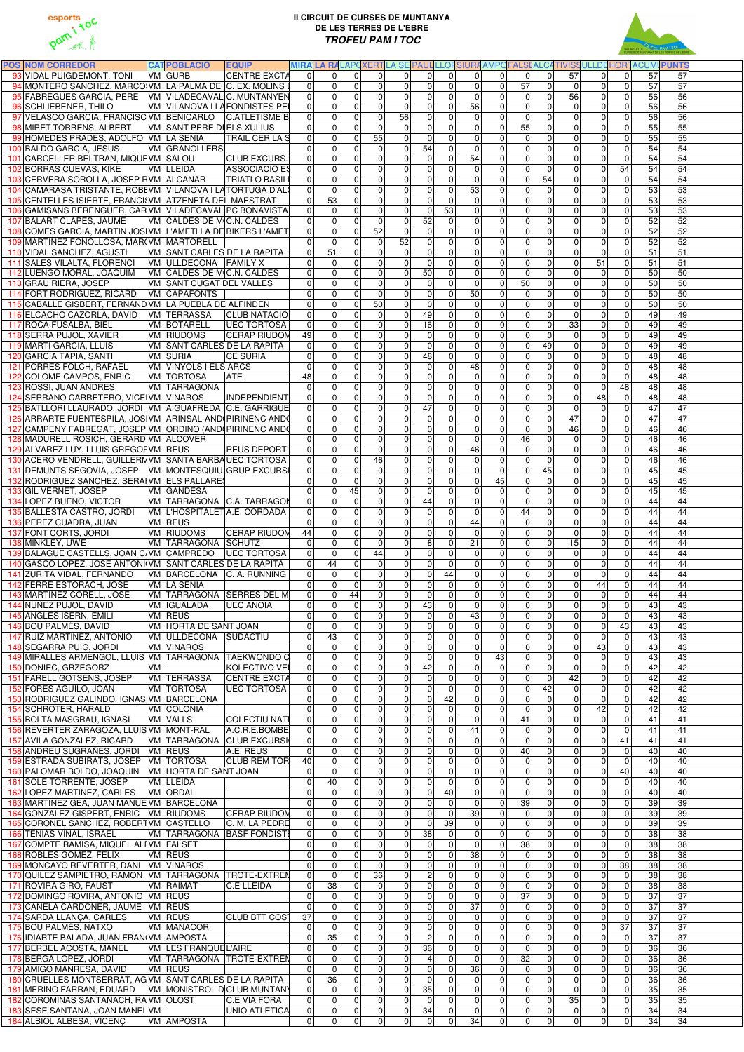# II CIRCUIT DE CURSES DE MUNTANYA DE LES TERRES DE L'EBRE

## *TROFEU PAM I TOC*

| POS | NOM CORREDOR | CAT | POBLACIO | EQUIP | MIRA | LA RA | LAPC | XERT | LA SE | PAUL | LLOR | SIURA | AMPO | FALSE | ALCA | TIVISS | ULLDE | HORT | ACUMU | PUNTS |
|---|---|---|---|---|---|---|---|---|---|---|---|---|---|---|---|---|---|---|---|---|
| 93 | VIDAL PUIGDEMONT, TONI | VM | GURB | CENTRE EXCTA | 0 | 0 | 0 | 0 | 0 | 0 | 0 | 0 | 0 | 0 | 0 | 57 | 0 | 0 | 57 | 57 |
| 94 | MONTERO SANCHEZ, MARCO | VM | LA PALMA DE C | C. EX. MOLINS | 0 | 0 | 0 | 0 | 0 | 0 | 0 | 0 | 0 | 57 | 0 | 0 | 0 | 0 | 57 | 57 |
| 95 | FABREGUES GARCIA, PERE | VM | VILADECAVALL | C. MUNTANYEN | 0 | 0 | 0 | 0 | 0 | 0 | 0 | 0 | 0 | 0 | 0 | 56 | 0 | 0 | 56 | 56 |
| 96 | SCHLIEBENER, THILO | VM | VILANOVA I LA | FONDISTES PE | 0 | 0 | 0 | 0 | 0 | 0 | 0 | 56 | 0 | 0 | 0 | 0 | 0 | 0 | 56 | 56 |
| 97 | VELASCO GARCIA, FRANCISC | VM | BENICARLO | C.ATLETISME B | 0 | 0 | 0 | 0 | 56 | 0 | 0 | 0 | 0 | 0 | 0 | 0 | 0 | 0 | 56 | 56 |
| 98 | MIRET TORRENS, ALBERT | VM | SANT PERE DE | ELS XULIUS | 0 | 0 | 0 | 0 | 0 | 0 | 0 | 0 | 0 | 55 | 0 | 0 | 0 | 0 | 55 | 55 |
| 99 | HOMEDES PRADES, ADOLFO | VM | LA SENIA | TRAIL CER LA S | 0 | 0 | 0 | 55 | 0 | 0 | 0 | 0 | 0 | 0 | 0 | 0 | 0 | 0 | 55 | 55 |
| 100 | BALDO GARCIA, JESUS | VM | GRANOLLERS | | 0 | 0 | 0 | 0 | 0 | 54 | 0 | 0 | 0 | 0 | 0 | 0 | 0 | 0 | 54 | 54 |
| 101 | CARCELLER BELTRAN, MIQUE | VM | SALOU | CLUB EXCURS. | 0 | 0 | 0 | 0 | 0 | 0 | 0 | 54 | 0 | 0 | 0 | 0 | 0 | 0 | 54 | 54 |
| 102 | BORRAS CUEVAS, KIKE | VM | LLEIDA | ASSOCIACIO ES | 0 | 0 | 0 | 0 | 0 | 0 | 0 | 0 | 0 | 0 | 0 | 0 | 0 | 54 | 54 | 54 |
| 103 | CERVERA SOROLLA, JOSEP R | VM | ALCANAR | TRIATLO BASIL | 0 | 0 | 0 | 0 | 0 | 0 | 0 | 0 | 0 | 0 | 54 | 0 | 0 | 0 | 54 | 54 |
| 104 | CAMARASA TRISTANTE, ROBE | VM | VILANOVA I LA | TORTUGA D'AL | 0 | 0 | 0 | 0 | 0 | 0 | 0 | 53 | 0 | 0 | 0 | 0 | 0 | 0 | 53 | 53 |
| 105 | CENTELLES ISIERTE, FRANCIS | VM | ATZENETA DEL MAESTRAT | | 0 | 53 | 0 | 0 | 0 | 0 | 0 | 0 | 0 | 0 | 0 | 0 | 0 | 0 | 53 | 53 |
| 106 | GAMISANS BERENGUER, CAR | VM | VILADECAVALL | PC BONAVISTA | 0 | 0 | 0 | 0 | 0 | 0 | 53 | 0 | 0 | 0 | 0 | 0 | 0 | 0 | 53 | 53 |
| 107 | BALART CLAPES, JAUME | VM | CALDES DE MO | C.N. CALDES | 0 | 0 | 0 | 0 | 0 | 52 | 0 | 0 | 0 | 0 | 0 | 0 | 0 | 0 | 52 | 52 |
| 108 | COMES GARCIA, MARTIN JOS | VM | L'AMETLLA DE | BIKERS L'AMET | 0 | 0 | 0 | 52 | 0 | 0 | 0 | 0 | 0 | 0 | 0 | 0 | 0 | 0 | 52 | 52 |
| 109 | MARTINEZ FONOLLOSA, MAR | VM | MARTORELL | | 0 | 0 | 0 | 0 | 52 | 0 | 0 | 0 | 0 | 0 | 0 | 0 | 0 | 0 | 52 | 52 |
| 110 | VIDAL SANCHEZ, AGUSTI | VM | SANT CARLES DE LA RAPITA | | 0 | 51 | 0 | 0 | 0 | 0 | 0 | 0 | 0 | 0 | 0 | 0 | 0 | 0 | 51 | 51 |
| 111 | SALES VILALTA, FLORENCI | VM | ULLDECONA | FAMILY X | 0 | 0 | 0 | 0 | 0 | 0 | 0 | 0 | 0 | 0 | 0 | 0 | 51 | 0 | 51 | 51 |
| 112 | LUENGO MORAL, JOAQUIM | VM | CALDES DE MO | C.N. CALDES | 0 | 0 | 0 | 0 | 0 | 50 | 0 | 0 | 0 | 0 | 0 | 0 | 0 | 0 | 50 | 50 |
| 113 | GRAU RIERA, JOSEP | VM | SANT CUGAT DEL VALLES | | 0 | 0 | 0 | 0 | 0 | 0 | 0 | 0 | 0 | 50 | 0 | 0 | 0 | 0 | 50 | 50 |
| 114 | FORT RODRIGUEZ, RICARD | VM | CAPAFONTS | | 0 | 0 | 0 | 0 | 0 | 0 | 0 | 50 | 0 | 0 | 0 | 0 | 0 | 0 | 50 | 50 |
| 115 | CABALLE GISBERT, FERNAND | VM | LA PUEBLA DE ALFINDEN | | 0 | 0 | 0 | 50 | 0 | 0 | 0 | 0 | 0 | 0 | 0 | 0 | 0 | 0 | 50 | 50 |
| 116 | ELCACHO CAZORLA, DAVID | VM | TERRASSA | CLUB NATACIÓ | 0 | 0 | 0 | 0 | 0 | 49 | 0 | 0 | 0 | 0 | 0 | 0 | 0 | 0 | 49 | 49 |
| 117 | ROCA FUSALBA, BIEL | VM | BOTARELL | UEC TORTOSA | 0 | 0 | 0 | 0 | 0 | 16 | 0 | 0 | 0 | 0 | 0 | 33 | 0 | 0 | 49 | 49 |
| 118 | SERRA PUJOL, XAVIER | VM | RIUDOMS | CERAP RIUDOM | 49 | 0 | 0 | 0 | 0 | 0 | 0 | 0 | 0 | 0 | 0 | 0 | 0 | 0 | 49 | 49 |
| 119 | MARTI GARCIA, LLUIS | VM | SANT CARLES DE LA RAPITA | | 0 | 0 | 0 | 0 | 0 | 0 | 0 | 0 | 0 | 0 | 49 | 0 | 0 | 0 | 49 | 49 |
| 120 | GARCIA TAPIA, SANTI | VM | SURIA | CE SURIA | 0 | 0 | 0 | 0 | 0 | 48 | 0 | 0 | 0 | 0 | 0 | 0 | 0 | 0 | 48 | 48 |
| 121 | PORRES FOLCH, RAFAEL | VM | VINYOLS I ELS ARCS | | 0 | 0 | 0 | 0 | 0 | 0 | 0 | 48 | 0 | 0 | 0 | 0 | 0 | 0 | 48 | 48 |
| 122 | COLOME CAMPOS, ENRIC | VM | TORTOSA | ATE | 48 | 0 | 0 | 0 | 0 | 0 | 0 | 0 | 0 | 0 | 0 | 0 | 0 | 0 | 48 | 48 |
| 123 | ROSSI, JUAN ANDRES | VM | TARRAGONA | | 0 | 0 | 0 | 0 | 0 | 0 | 0 | 0 | 0 | 0 | 0 | 0 | 0 | 48 | 48 | 48 |
| 124 | SERRANO CARRETERO, VICE | VM | VINAROS | INDEPENDIENT | 0 | 0 | 0 | 0 | 0 | 0 | 0 | 0 | 0 | 0 | 0 | 0 | 48 | 0 | 48 | 48 |
| 125 | BATLLORI LLAURADO, JORDI | VM | AIGUAFREDA | C.E. GARRIGUE | 0 | 0 | 0 | 0 | 0 | 47 | 0 | 0 | 0 | 0 | 0 | 0 | 0 | 0 | 47 | 47 |
| 126 | ARRARTE FUENTESPILA, JOS | VM | ARINSAL-AND | PIRINENC AND | 0 | 0 | 0 | 0 | 0 | 0 | 0 | 0 | 0 | 0 | 0 | 47 | 0 | 0 | 47 | 47 |
| 127 | CAMPENY FABREGAT, JOSEP | VM | ORDINO (AND | PIRINENC AND | 0 | 0 | 0 | 0 | 0 | 0 | 0 | 0 | 0 | 0 | 0 | 46 | 0 | 0 | 46 | 46 |
| 128 | MADURELL ROSICH, GERARD | VM | ALCOVER | | 0 | 0 | 0 | 0 | 0 | 0 | 0 | 0 | 0 | 46 | 0 | 0 | 0 | 0 | 46 | 46 |
| 129 | ALVAREZ LUY, LLUIS GREGOR | VM | REUS | REUS DEPORTI | 0 | 0 | 0 | 0 | 0 | 0 | 0 | 46 | 0 | 0 | 0 | 0 | 0 | 0 | 46 | 46 |
| 130 | ACERO VENDRELL, GUILLERM | VM | SANTA BARBA | UEC TORTOSA | 0 | 0 | 0 | 46 | 0 | 0 | 0 | 0 | 0 | 0 | 0 | 0 | 0 | 0 | 46 | 46 |
| 131 | DEMUNTS SEGOVIA, JOSEP | VM | MONTESQUIU | GRUP EXCURSI | 0 | 0 | 0 | 0 | 0 | 0 | 0 | 0 | 0 | 0 | 45 | 0 | 0 | 0 | 45 | 45 |
| 132 | RODRIGUEZ SANCHEZ, SERA | VM | ELS PALLARES | | 0 | 0 | 0 | 0 | 0 | 0 | 0 | 0 | 45 | 0 | 0 | 0 | 0 | 0 | 45 | 45 |
| 133 | GIL VERNET, JOSEP | VM | GANDESA | | 0 | 0 | 45 | 0 | 0 | 0 | 0 | 0 | 0 | 0 | 0 | 0 | 0 | 0 | 45 | 45 |
| 134 | LOPEZ BUENO, VICTOR | VM | TARRAGONA | C.A. TARRAGO | 0 | 0 | 0 | 0 | 0 | 44 | 0 | 0 | 0 | 0 | 0 | 0 | 0 | 0 | 44 | 44 |
| 135 | BALLESTA CASTRO, JORDI | VM | L'HOSPITALET | A.E. CORDADA | 0 | 0 | 0 | 0 | 0 | 0 | 0 | 0 | 0 | 44 | 0 | 0 | 0 | 0 | 44 | 44 |
| 136 | PEREZ CUADRA, JUAN | VM | REUS | | 0 | 0 | 0 | 0 | 0 | 0 | 0 | 44 | 0 | 0 | 0 | 0 | 0 | 0 | 44 | 44 |
| 137 | FONT CORTS, JORDI | VM | RIUDOMS | CERAP RIUDOM | 44 | 0 | 0 | 0 | 0 | 0 | 0 | 0 | 0 | 0 | 0 | 0 | 0 | 0 | 44 | 44 |
| 138 | MINKLEY, UWE | VM | TARRAGONA | SCHUTZ | 0 | 0 | 0 | 0 | 0 | 8 | 0 | 21 | 0 | 0 | 0 | 15 | 0 | 0 | 44 | 44 |
| 139 | BALAGUE CASTELLS, JOAN C | VM | CAMPREDO | UEC TORTOSA | 0 | 0 | 0 | 44 | 0 | 0 | 0 | 0 | 0 | 0 | 0 | 0 | 0 | 0 | 44 | 44 |
| 140 | GASCO LOPEZ, JOSE ANTONI | VM | SANT CARLES DE LA RAPITA | | 0 | 44 | 0 | 0 | 0 | 0 | 0 | 0 | 0 | 0 | 0 | 0 | 0 | 0 | 44 | 44 |
| 141 | ZURITA VIDAL, FERNANDO | VM | BARCELONA | C. A. RUNNING | 0 | 0 | 0 | 0 | 0 | 0 | 44 | 0 | 0 | 0 | 0 | 0 | 0 | 0 | 44 | 44 |
| 142 | FERRE ESTORACH, JOSE | VM | LA SENIA | | 0 | 0 | 0 | 0 | 0 | 0 | 0 | 0 | 0 | 0 | 0 | 0 | 44 | 0 | 44 | 44 |
| 143 | MARTINEZ CORELL, JOSE | VM | TARRAGONA | SERRES DEL M | 0 | 0 | 44 | 0 | 0 | 0 | 0 | 0 | 0 | 0 | 0 | 0 | 0 | 0 | 44 | 44 |
| 144 | NUÑEZ PUJOL, DAVID | VM | IGUALADA | UEC ANOIA | 0 | 0 | 0 | 0 | 0 | 43 | 0 | 0 | 0 | 0 | 0 | 0 | 0 | 0 | 43 | 43 |
| 145 | ANGLES ISERN, EMILI | VM | REUS | | 0 | 0 | 0 | 0 | 0 | 0 | 0 | 43 | 0 | 0 | 0 | 0 | 0 | 0 | 43 | 43 |
| 146 | BOU PALMES, DAVID | VM | HORTA DE SANT JOAN | | 0 | 0 | 0 | 0 | 0 | 0 | 0 | 0 | 0 | 0 | 0 | 0 | 0 | 43 | 43 | 43 |
| 147 | RUIZ MARTINEZ, ANTONIO | VM | ULLDECONA | SUDACTIU | 0 | 43 | 0 | 0 | 0 | 0 | 0 | 0 | 0 | 0 | 0 | 0 | 0 | 0 | 43 | 43 |
| 148 | SEGARRA PUIG, JORDI | VM | VINAROS | | 0 | 0 | 0 | 0 | 0 | 0 | 0 | 0 | 0 | 0 | 0 | 0 | 43 | 0 | 43 | 43 |
| 149 | MIRALLES ARMENGOL, LLUIS | VM | TARRAGONA | TAEKWONDO C | 0 | 0 | 0 | 0 | 0 | 0 | 0 | 0 | 43 | 0 | 0 | 0 | 0 | 0 | 43 | 43 |
| 150 | DONIEC, GRZEGORZ | VM | | KOLECTIVO VE | 0 | 0 | 0 | 0 | 0 | 42 | 0 | 0 | 0 | 0 | 0 | 0 | 0 | 0 | 42 | 42 |
| 151 | FARELL GOTSENS, JOSEP | VM | TERRASSA | CENTRE EXCTA | 0 | 0 | 0 | 0 | 0 | 0 | 0 | 0 | 0 | 0 | 0 | 42 | 0 | 0 | 42 | 42 |
| 152 | FORES AGUILO, JOAN | VM | TORTOSA | UEC TORTOSA | 0 | 0 | 0 | 0 | 0 | 0 | 0 | 0 | 0 | 0 | 42 | 0 | 0 | 0 | 42 | 42 |
| 153 | RODRIGUEZ GALINDO, IGNAS | VM | BARCELONA | | 0 | 0 | 0 | 0 | 0 | 0 | 42 | 0 | 0 | 0 | 0 | 0 | 0 | 0 | 42 | 42 |
| 154 | SCHROTER, HARALD | VM | COLONIA | | 0 | 0 | 0 | 0 | 0 | 0 | 0 | 0 | 0 | 0 | 0 | 0 | 42 | 0 | 42 | 42 |
| 155 | BOLTA MASGRAU, IGNASI | VM | VALLS | COLECTIU NATI | 0 | 0 | 0 | 0 | 0 | 0 | 0 | 0 | 0 | 41 | 0 | 0 | 0 | 0 | 41 | 41 |
| 156 | REVERTER ZARAGOZA, LLUIS | VM | MONT-RAL | A.C.R.E.BOMBE | 0 | 0 | 0 | 0 | 0 | 0 | 0 | 41 | 0 | 0 | 0 | 0 | 0 | 0 | 41 | 41 |
| 157 | AVILA GONZALEZ, RICARD | VM | TARRAGONA | CLUB EXCURSI | 0 | 0 | 0 | 0 | 0 | 0 | 0 | 0 | 0 | 0 | 0 | 0 | 0 | 41 | 41 | 41 |
| 158 | ANDREU SUGRANES, JORDI | VM | REUS | A.E. REUS | 0 | 0 | 0 | 0 | 0 | 0 | 0 | 0 | 0 | 40 | 0 | 0 | 0 | 0 | 40 | 40 |
| 159 | ESTRADA SUBIRATS, JOSEP | VM | TORTOSA | CLUB REM TOR | 40 | 0 | 0 | 0 | 0 | 0 | 0 | 0 | 0 | 0 | 0 | 0 | 0 | 0 | 40 | 40 |
| 160 | PALOMAR BOLDO, JOAQUIN | VM | HORTA DE SANT JOAN | | 0 | 0 | 0 | 0 | 0 | 0 | 0 | 0 | 0 | 0 | 0 | 0 | 0 | 40 | 40 | 40 |
| 161 | SOLE TORRENTE, JOSEP | VM | LLEIDA | | 0 | 40 | 0 | 0 | 0 | 0 | 0 | 0 | 0 | 0 | 0 | 0 | 0 | 0 | 40 | 40 |
| 162 | LOPEZ MARTINEZ, CARLES | VM | ORDAL | | 0 | 0 | 0 | 0 | 0 | 0 | 40 | 0 | 0 | 0 | 0 | 0 | 0 | 0 | 40 | 40 |
| 163 | MARTINEZ GEA, JUAN MANUE | VM | BARCELONA | | 0 | 0 | 0 | 0 | 0 | 0 | 0 | 0 | 0 | 39 | 0 | 0 | 0 | 0 | 39 | 39 |
| 164 | GONZALEZ GISPERT, ENRIC | VM | RIUDOMS | CERAP RIUDOM | 0 | 0 | 0 | 0 | 0 | 0 | 0 | 39 | 0 | 0 | 0 | 0 | 0 | 0 | 39 | 39 |
| 165 | CORONEL SANCHEZ, ROBERT | VM | CASTELLO | C. M. LA PEDRE | 0 | 0 | 0 | 0 | 0 | 0 | 39 | 0 | 0 | 0 | 0 | 0 | 0 | 0 | 39 | 39 |
| 166 | TENIAS VINAL, ISRAEL | VM | TARRAGONA | BASF FONDISTI | 0 | 0 | 0 | 0 | 0 | 38 | 0 | 0 | 0 | 0 | 0 | 0 | 0 | 0 | 38 | 38 |
| 167 | COMPTE RAMISA, MIQUEL AL | VM | FALSET | | 0 | 0 | 0 | 0 | 0 | 0 | 0 | 0 | 0 | 38 | 0 | 0 | 0 | 0 | 38 | 38 |
| 168 | ROBLES GOMEZ, FELIX | VM | REUS | | 0 | 0 | 0 | 0 | 0 | 0 | 0 | 38 | 0 | 0 | 0 | 0 | 0 | 0 | 38 | 38 |
| 169 | MONCAYO REVERTER, DANI | VM | VINAROS | | 0 | 0 | 0 | 0 | 0 | 0 | 0 | 0 | 0 | 0 | 0 | 0 | 38 | 0 | 38 | 38 |
| 170 | QUILEZ SAMPIETRO, RAMON | VM | TARRAGONA | TROTE-EXTREM | 0 | 0 | 0 | 36 | 0 | 2 | 0 | 0 | 0 | 0 | 0 | 0 | 0 | 0 | 38 | 38 |
| 171 | ROVIRA GIRO, FAUST | VM | RAIMAT | C.E LLEIDA | 0 | 38 | 0 | 0 | 0 | 0 | 0 | 0 | 0 | 0 | 0 | 0 | 0 | 0 | 38 | 38 |
| 172 | DOMINGO ROVIRA, ANTONIO | VM | REUS | | 0 | 0 | 0 | 0 | 0 | 0 | 0 | 0 | 0 | 37 | 0 | 0 | 0 | 0 | 37 | 37 |
| 173 | CANELA CARDONER, JAUME | VM | REUS | | 0 | 0 | 0 | 0 | 0 | 0 | 0 | 37 | 0 | 0 | 0 | 0 | 0 | 0 | 37 | 37 |
| 174 | SARDA LLANÇA, CARLES | VM | REUS | CLUB BTT COS | 37 | 0 | 0 | 0 | 0 | 0 | 0 | 0 | 0 | 0 | 0 | 0 | 0 | 0 | 37 | 37 |
| 175 | BOU PALMES, NATXO | VM | MANACOR | | 0 | 0 | 0 | 0 | 0 | 0 | 0 | 0 | 0 | 0 | 0 | 0 | 0 | 37 | 37 | 37 |
| 176 | IDIARTE BALADA, JUAN FRAN | VM | AMPOSTA | | 0 | 35 | 0 | 0 | 0 | 2 | 0 | 0 | 0 | 0 | 0 | 0 | 0 | 0 | 37 | 37 |
| 177 | BERBEL ACOSTA, MANEL | VM | LES FRANQUE | L'AIRE | 0 | 0 | 0 | 0 | 0 | 36 | 0 | 0 | 0 | 0 | 0 | 0 | 0 | 0 | 36 | 36 |
| 178 | BERGA LOPEZ, JORDI | VM | TARRAGONA | TROTE-EXTREM | 0 | 0 | 0 | 0 | 0 | 4 | 0 | 0 | 0 | 32 | 0 | 0 | 0 | 0 | 36 | 36 |
| 179 | AMIGO MANRESA, DAVID | VM | REUS | | 0 | 0 | 0 | 0 | 0 | 0 | 0 | 36 | 0 | 0 | 0 | 0 | 0 | 0 | 36 | 36 |
| 180 | CRUELLES MONTSERRAT, AG | VM | SANT CARLES DE LA RAPITA | | 0 | 36 | 0 | 0 | 0 | 0 | 0 | 0 | 0 | 0 | 0 | 0 | 0 | 0 | 36 | 36 |
| 181 | MERINO FARRAN, EDUARD | VM | MONISTROL D | CLUB MUNTANY | 0 | 0 | 0 | 0 | 0 | 35 | 0 | 0 | 0 | 0 | 0 | 0 | 0 | 0 | 35 | 35 |
| 182 | COROMINAS SANTANACH, RA | VM | OLOST | C.E VIA FORA | 0 | 0 | 0 | 0 | 0 | 0 | 0 | 0 | 0 | 0 | 0 | 35 | 0 | 0 | 35 | 35 |
| 183 | SESE SANTANA, JOAN MANEL | VM | | UNIO ATLETICA | 0 | 0 | 0 | 0 | 0 | 34 | 0 | 0 | 0 | 0 | 0 | 0 | 0 | 0 | 34 | 34 |
| 184 | ALBIOL ALBESA, VICENÇ | VM | AMPOSTA | | 0 | 0 | 0 | 0 | 0 | 0 | 0 | 34 | 0 | 0 | 0 | 0 | 0 | 0 | 34 | 34 |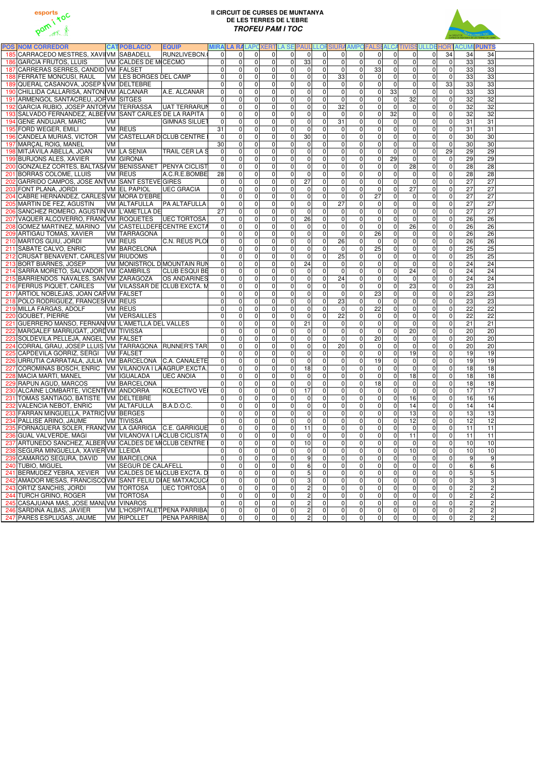**II CIRCUIT DE CURSES DE MUNTANYA**
**DE LES TERRES DE L'EBRE**
***TROFEU PAM I TOC***

| POS | NOM CORREDOR | CAT | POBLACIO | EQUIP | MIRA | LA RA | LAPO | XERT | LA SE | PAUL | LLOR | SIURA | AMPO | FALSE | ALCA | TIVISS | ULLDE | HORT | ACUMU | PUNTS |
|---|---|---|---|---|---|---|---|---|---|---|---|---|---|---|---|---|---|---|---|---|
| 185 | CARRACEDO MESTRES, XAVI | VM | SABADELL | RUN2LIVEBCN. | 0 | 0 | 0 | 0 | 0 | 0 | 0 | 0 | 0 | 0 | 0 | 0 | 0 | 34 | 34 | 34 |
| 186 | GARCIA FRUTOS, LLUIS | VM | CALDES DE M | CECMO | 0 | 0 | 0 | 0 | 0 | 33 | 0 | 0 | 0 | 0 | 0 | 0 | 0 | 0 | 33 | 33 |
| 187 | CARRERAS SERRES, CANDID | VM | FALSET | | 0 | 0 | 0 | 0 | 0 | 0 | 0 | 0 | 0 | 33 | 0 | 0 | 0 | 0 | 33 | 33 |
| 188 | FERRATE MONCUSI, RAUL | VM | LES BORGES DEL CAMP | | 0 | 0 | 0 | 0 | 0 | 0 | 0 | 33 | 0 | 0 | 0 | 0 | 0 | 0 | 33 | 33 |
| 189 | QUERAL CASANOVA, JOSEP M | VM | DELTEBRE | | 0 | 0 | 0 | 0 | 0 | 0 | 0 | 0 | 0 | 0 | 0 | 0 | 0 | 33 | 33 | 33 |
| 190 | CHILLIDA CALLARISA, ANTONI | VM | ALCANAR | A.E. ALCANAR | 0 | 0 | 0 | 0 | 0 | 0 | 0 | 0 | 0 | 0 | 33 | 0 | 0 | 0 | 33 | 33 |
| 191 | ARMENGOL SANTACREU, JOR | VM | SITGES | | 0 | 0 | 0 | 0 | 0 | 0 | 0 | 0 | 0 | 0 | 0 | 32 | 0 | 0 | 32 | 32 |
| 192 | GARCIA RUBIO, JOSEP ANTON | VM | TERRASSA | UAT TERRARUN | 0 | 0 | 0 | 0 | 0 | 0 | 0 | 32 | 0 | 0 | 0 | 0 | 0 | 0 | 32 | 32 |
| 193 | SALVADO FERNANDEZ, ALBER | VM | SANT CARLES DE LA RAPITA | | 0 | 0 | 0 | 0 | 0 | 0 | 0 | 0 | 0 | 0 | 32 | 0 | 0 | 0 | 32 | 32 |
| 194 | GENE ANDUJAR, MARC | VM | | GIMNAS SILUET | 0 | 0 | 0 | 0 | 0 | 0 | 0 | 31 | 0 | 0 | 0 | 0 | 0 | 0 | 31 | 31 |
| 195 | FORD WEGER, EMILI | VM | REUS | | 31 | 0 | 0 | 0 | 0 | 0 | 0 | 0 | 0 | 0 | 0 | 0 | 0 | 0 | 31 | 31 |
| 196 | CANDELA MURIAS, VICTOR | VM | CASTELLAR D | CLUB CENTRE | 0 | 0 | 0 | 0 | 0 | 30 | 0 | 0 | 0 | 0 | 0 | 0 | 0 | 0 | 30 | 30 |
| 197 | MARÇAL ROIG, MANEL | VM | | | 30 | 0 | 0 | 0 | 0 | 0 | 0 | 0 | 0 | 0 | 0 | 0 | 0 | 0 | 30 | 30 |
| 198 | MITJAVILA ABELLA, JOAN | VM | LA SENIA | TRAIL CER LA S | 0 | 0 | 0 | 0 | 0 | 0 | 0 | 0 | 0 | 0 | 0 | 0 | 0 | 29 | 29 | 29 |
| 199 | BURJONS ALES, XAVIER | VM | GIRONA | | 0 | 0 | 0 | 0 | 0 | 0 | 0 | 0 | 0 | 0 | 29 | 0 | 0 | 0 | 29 | 29 |
| 200 | GONZALEZ CORTES, BALTASA | VM | BENISSANET | PENYA CICLIST | 0 | 0 | 0 | 0 | 0 | 0 | 0 | 0 | 0 | 0 | 0 | 28 | 0 | 0 | 28 | 28 |
| 201 | BORRAS COLOME, LLUIS | VM | REUS | A.C.R.E.BOMBE | 28 | 0 | 0 | 0 | 0 | 0 | 0 | 0 | 0 | 0 | 0 | 0 | 0 | 0 | 28 | 28 |
| 202 | GARRIDO CAMPOS, JOSE ANT | VM | SANT ESTEVE | GIRES | 0 | 0 | 0 | 0 | 0 | 27 | 0 | 0 | 0 | 0 | 0 | 0 | 0 | 0 | 27 | 27 |
| 203 | FONT PLANA, JORDI | VM | EL PAPIOL | UEC GRACIA | 0 | 0 | 0 | 0 | 0 | 0 | 0 | 0 | 0 | 0 | 0 | 27 | 0 | 0 | 27 | 27 |
| 204 | CABRE HERNANDEZ, CARLES | VM | MORA D'EBRE | | 0 | 0 | 0 | 0 | 0 | 0 | 0 | 0 | 0 | 27 | 0 | 0 | 0 | 0 | 27 | 27 |
| 205 | MARTIN DE FEZ, AGUSTIN | VM | ALTAFULLA | PA ALTAFULLA | 0 | 0 | 0 | 0 | 0 | 0 | 0 | 27 | 0 | 0 | 0 | 0 | 0 | 0 | 27 | 27 |
| 206 | SANCHEZ ROMERO, AGUSTIN | VM | L'AMETLLA DE | | 27 | 0 | 0 | 0 | 0 | 0 | 0 | 0 | 0 | 0 | 0 | 0 | 0 | 0 | 27 | 27 |
| 207 | VAQUER ALCOVERRO, FRANC | VM | ROQUETES | UEC TORTOSA | 0 | 0 | 0 | 0 | 0 | 26 | 0 | 0 | 0 | 0 | 0 | 0 | 0 | 0 | 26 | 26 |
| 208 | GOMEZ MARTINEZ, MARINO | VM | CASTELLDEFE | CENTRE EXCTA | 0 | 0 | 0 | 0 | 0 | 0 | 0 | 0 | 0 | 0 | 0 | 26 | 0 | 0 | 26 | 26 |
| 209 | ARTIGAU TOMAS, XAVIER | VM | TARRAGONA | | 0 | 0 | 0 | 0 | 0 | 0 | 0 | 0 | 0 | 26 | 0 | 0 | 0 | 0 | 26 | 26 |
| 210 | MARTOS GUIU, JORDI | VM | REUS | C.N. REUS PLO | 0 | 0 | 0 | 0 | 0 | 0 | 0 | 26 | 0 | 0 | 0 | 0 | 0 | 0 | 26 | 26 |
| 211 | SABATE CALVO, ENRIC | VM | BARCELONA | | 0 | 0 | 0 | 0 | 0 | 0 | 0 | 0 | 0 | 25 | 0 | 0 | 0 | 0 | 25 | 25 |
| 212 | CRUSAT BENAVENT, CARLES | VM | RIUDOMS | | 0 | 0 | 0 | 0 | 0 | 0 | 0 | 25 | 0 | 0 | 0 | 0 | 0 | 0 | 25 | 25 |
| 213 | BORT BIARNES, JOSEP | VM | MONISTROL D | MOUNTAIN RUN | 0 | 0 | 0 | 0 | 0 | 24 | 0 | 0 | 0 | 0 | 0 | 0 | 0 | 0 | 24 | 24 |
| 214 | SARRA MORETO, SALVADOR | VM | CAMBRILS | CLUB ESQUI BE | 0 | 0 | 0 | 0 | 0 | 0 | 0 | 0 | 0 | 0 | 0 | 24 | 0 | 0 | 24 | 24 |
| 215 | BARRIENDOS NAVALES, SAN | VM | ZARAGOZA | OS ANDARINES | 0 | 0 | 0 | 0 | 0 | 0 | 0 | 24 | 0 | 0 | 0 | 0 | 0 | 0 | 24 | 24 |
| 216 | FERRUS PIQUET, CARLES | VM | VILASSAR DE | CLUB EXCTA. M | 0 | 0 | 0 | 0 | 0 | 0 | 0 | 0 | 0 | 0 | 0 | 23 | 0 | 0 | 23 | 23 |
| 217 | ARTIOL NOBLEJAS, JOAN CAR | VM | FALSET | | 0 | 0 | 0 | 0 | 0 | 0 | 0 | 0 | 0 | 23 | 0 | 0 | 0 | 0 | 23 | 23 |
| 218 | POLO RODRIGUEZ, FRANCES | VM | REUS | | 0 | 0 | 0 | 0 | 0 | 0 | 0 | 23 | 0 | 0 | 0 | 0 | 0 | 0 | 23 | 23 |
| 219 | MILLA FARGAS, ADOLF | VM | REUS | | 0 | 0 | 0 | 0 | 0 | 0 | 0 | 0 | 0 | 22 | 0 | 0 | 0 | 0 | 22 | 22 |
| 220 | GOUBET, PIERRE | VM | VERSAILLES | | 0 | 0 | 0 | 0 | 0 | 0 | 0 | 22 | 0 | 0 | 0 | 0 | 0 | 0 | 22 | 22 |
| 221 | GUERRERO MANSO, FERNANI | VM | L'AMETLLA DEL VALLES | | 0 | 0 | 0 | 0 | 0 | 21 | 0 | 0 | 0 | 0 | 0 | 0 | 0 | 0 | 21 | 21 |
| 222 | MARGALEF MARRUGAT, JORD | VM | TIVISSA | | 0 | 0 | 0 | 0 | 0 | 0 | 0 | 0 | 0 | 0 | 0 | 20 | 0 | 0 | 20 | 20 |
| 223 | SOLDEVILA PELLEJA, ANGEL | VM | FALSET | | 0 | 0 | 0 | 0 | 0 | 0 | 0 | 0 | 0 | 20 | 0 | 0 | 0 | 0 | 20 | 20 |
| 224 | CORRAL GRAU, JOSEP LLUIS | VM | TARRAGONA | RUNNER'S TAR | 0 | 0 | 0 | 0 | 0 | 0 | 0 | 20 | 0 | 0 | 0 | 0 | 0 | 0 | 20 | 20 |
| 225 | CAPDEVILA GORRIZ, SERGI | VM | FALSET | | 0 | 0 | 0 | 0 | 0 | 0 | 0 | 0 | 0 | 0 | 0 | 19 | 0 | 0 | 19 | 19 |
| 226 | URRUTIA CARRATALA, JULIA | VM | BARCELONA | C.A. CANALETE | 0 | 0 | 0 | 0 | 0 | 0 | 0 | 0 | 0 | 19 | 0 | 0 | 0 | 0 | 19 | 19 |
| 227 | COROMINAS BOSCH, ENRIC | VM | VILANOVA I LA | AGRUP.EXCTA. | 0 | 0 | 0 | 0 | 0 | 18 | 0 | 0 | 0 | 0 | 0 | 0 | 0 | 0 | 18 | 18 |
| 228 | MACIA MARTI, MANEL | VM | IGUALADA | UEC ANOIA | 0 | 0 | 0 | 0 | 0 | 0 | 0 | 0 | 0 | 0 | 0 | 18 | 0 | 0 | 18 | 18 |
| 229 | RAPUN AGUD, MARCOS | VM | BARCELONA | | 0 | 0 | 0 | 0 | 0 | 0 | 0 | 0 | 0 | 18 | 0 | 0 | 0 | 0 | 18 | 18 |
| 230 | ALCAINE LOMBARTE, VICENT | VM | ANDORRA | KOLECTIVO VE | 0 | 0 | 0 | 0 | 0 | 17 | 0 | 0 | 0 | 0 | 0 | 0 | 0 | 0 | 17 | 17 |
| 231 | TOMAS SANTIAGO, BATISTE | VM | DELTEBRE | | 0 | 0 | 0 | 0 | 0 | 0 | 0 | 0 | 0 | 0 | 0 | 16 | 0 | 0 | 16 | 16 |
| 232 | VALENCIA NEBOT, ENRIC | VM | ALTAFULLA | B.A.D.O.C. | 0 | 0 | 0 | 0 | 0 | 0 | 0 | 0 | 0 | 0 | 0 | 14 | 0 | 0 | 14 | 14 |
| 233 | FARRAN MINGUELLA, PATRIC | VM | BERGES | | 0 | 0 | 0 | 0 | 0 | 0 | 0 | 0 | 0 | 0 | 0 | 13 | 0 | 0 | 13 | 13 |
| 234 | PALLISE ARINO, JAUME | VM | TIVISSA | | 0 | 0 | 0 | 0 | 0 | 0 | 0 | 0 | 0 | 0 | 0 | 12 | 0 | 0 | 12 | 12 |
| 235 | FORNAGUERA SOLER, FRANC | VM | LA GARRIGA | C.E. GARRIGUE | 0 | 0 | 0 | 0 | 0 | 11 | 0 | 0 | 0 | 0 | 0 | 0 | 0 | 0 | 11 | 11 |
| 236 | GUAL VALVERDE, MAGI | VM | VILANOVA I LA | CLUB CICLISTA | 0 | 0 | 0 | 0 | 0 | 0 | 0 | 0 | 0 | 0 | 0 | 11 | 0 | 0 | 11 | 11 |
| 237 | ARTUNEDO SANCHEZ, ALBER | VM | CALDES DE M | CLUB CENTRE | 0 | 0 | 0 | 0 | 0 | 10 | 0 | 0 | 0 | 0 | 0 | 0 | 0 | 0 | 10 | 10 |
| 238 | SEGURA MINGUELLA, XAVIER | VM | LLEIDA | | 0 | 0 | 0 | 0 | 0 | 0 | 0 | 0 | 0 | 0 | 0 | 10 | 0 | 0 | 10 | 10 |
| 239 | CAMARGO SEGURA, DAVID | VM | BARCELONA | | 0 | 0 | 0 | 0 | 0 | 9 | 0 | 0 | 0 | 0 | 0 | 0 | 0 | 0 | 9 | 9 |
| 240 | TUBIO, MIGUEL | VM | SEGUR DE CALAFELL | | 0 | 0 | 0 | 0 | 0 | 6 | 0 | 0 | 0 | 0 | 0 | 0 | 0 | 0 | 6 | 6 |
| 241 | BERMUDEZ YEBRA, XEVIER | VM | CALDES DE M | CLUB EXCTA. D | 0 | 0 | 0 | 0 | 0 | 5 | 0 | 0 | 0 | 0 | 0 | 0 | 0 | 0 | 5 | 5 |
| 242 | AMADOR MESAS, FRANCISCO | VM | SANT FELIU D | AE MATXACUC | 0 | 0 | 0 | 0 | 0 | 3 | 0 | 0 | 0 | 0 | 0 | 0 | 0 | 0 | 3 | 3 |
| 243 | ORTIZ SANCHIS, JORDI | VM | TORTOSA | UEC TORTOSA | 0 | 0 | 0 | 0 | 0 | 2 | 0 | 0 | 0 | 0 | 0 | 0 | 0 | 0 | 2 | 2 |
| 244 | TURCH GRINO, ROGER | VM | TORTOSA | | 0 | 0 | 0 | 0 | 0 | 2 | 0 | 0 | 0 | 0 | 0 | 0 | 0 | 0 | 2 | 2 |
| 245 | CASAJUANA MAS, JOSE MANU | VM | VINAROS | | 0 | 0 | 0 | 0 | 0 | 2 | 0 | 0 | 0 | 0 | 0 | 0 | 0 | 0 | 2 | 2 |
| 246 | SARDINA ALBAS, JAVIER | VM | L'HOSPITALET | PENA PARRIBA | 0 | 0 | 0 | 0 | 0 | 2 | 0 | 0 | 0 | 0 | 0 | 0 | 0 | 0 | 2 | 2 |
| 247 | PARES ESPLUGAS, JAUME | VM | RIPOLLET | PENA PARRIBA | 0 | 0 | 0 | 0 | 0 | 2 | 0 | 0 | 0 | 0 | 0 | 0 | 0 | 0 | 2 | 2 |